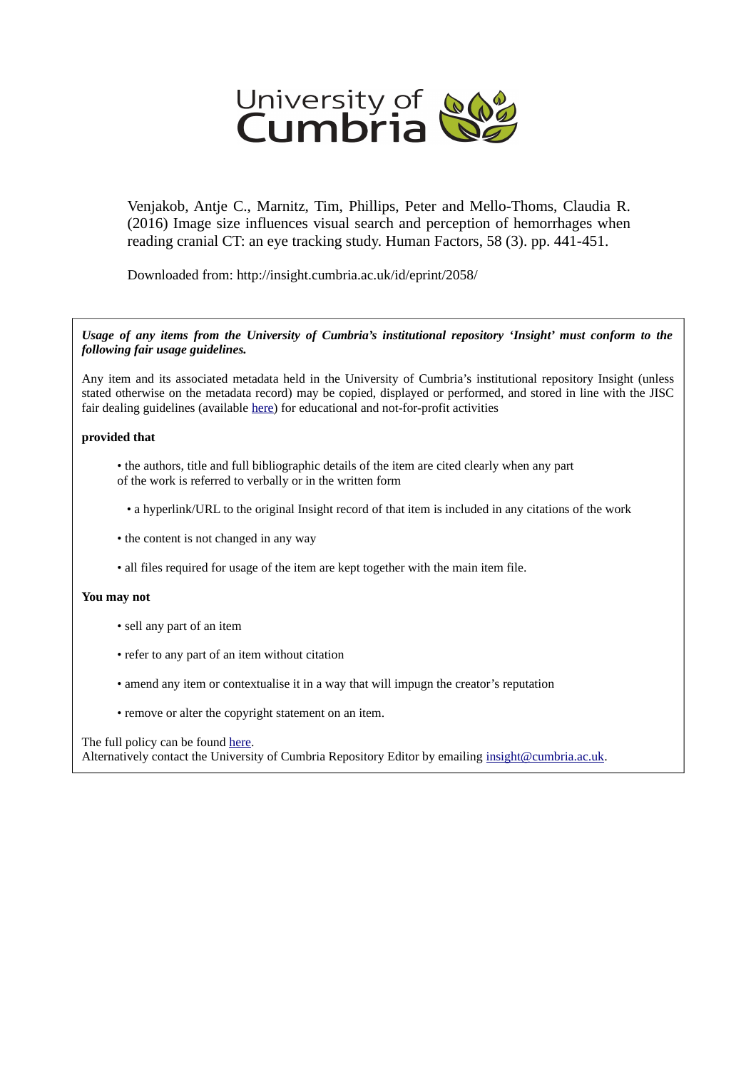University of Cumbria

Venjakob, Antje C., Marnitz, Tim, Phillips, Peter and Mello-Thoms, Claudia R. (2016) Image size influences visual search and perception of hemorrhages when reading cranial CT: an eye tracking study. Human Factors, 58 (3). pp. 441-451.

Downloaded from: http://insight.cumbria.ac.uk/id/eprint/2058/

***Usage of any items from the University of Cumbria's institutional repository 'Insight' must conform to the following fair usage guidelines.***

Any item and its associated metadata held in the University of Cumbria's institutional repository Insight (unless stated otherwise on the metadata record) may be copied, displayed or performed, and stored in line with the JISC fair dealing guidelines (available here) for educational and not-for-profit activities

**provided that**

- the authors, title and full bibliographic details of the item are cited clearly when any part of the work is referred to verbally or in the written form
- a hyperlink/URL to the original Insight record of that item is included in any citations of the work
- the content is not changed in any way
- all files required for usage of the item are kept together with the main item file.

**You may not**

- sell any part of an item
- refer to any part of an item without citation
- amend any item or contextualise it in a way that will impugn the creator's reputation
- remove or alter the copyright statement on an item.

The full policy can be found here.
Alternatively contact the University of Cumbria Repository Editor by emailing insight@cumbria.ac.uk.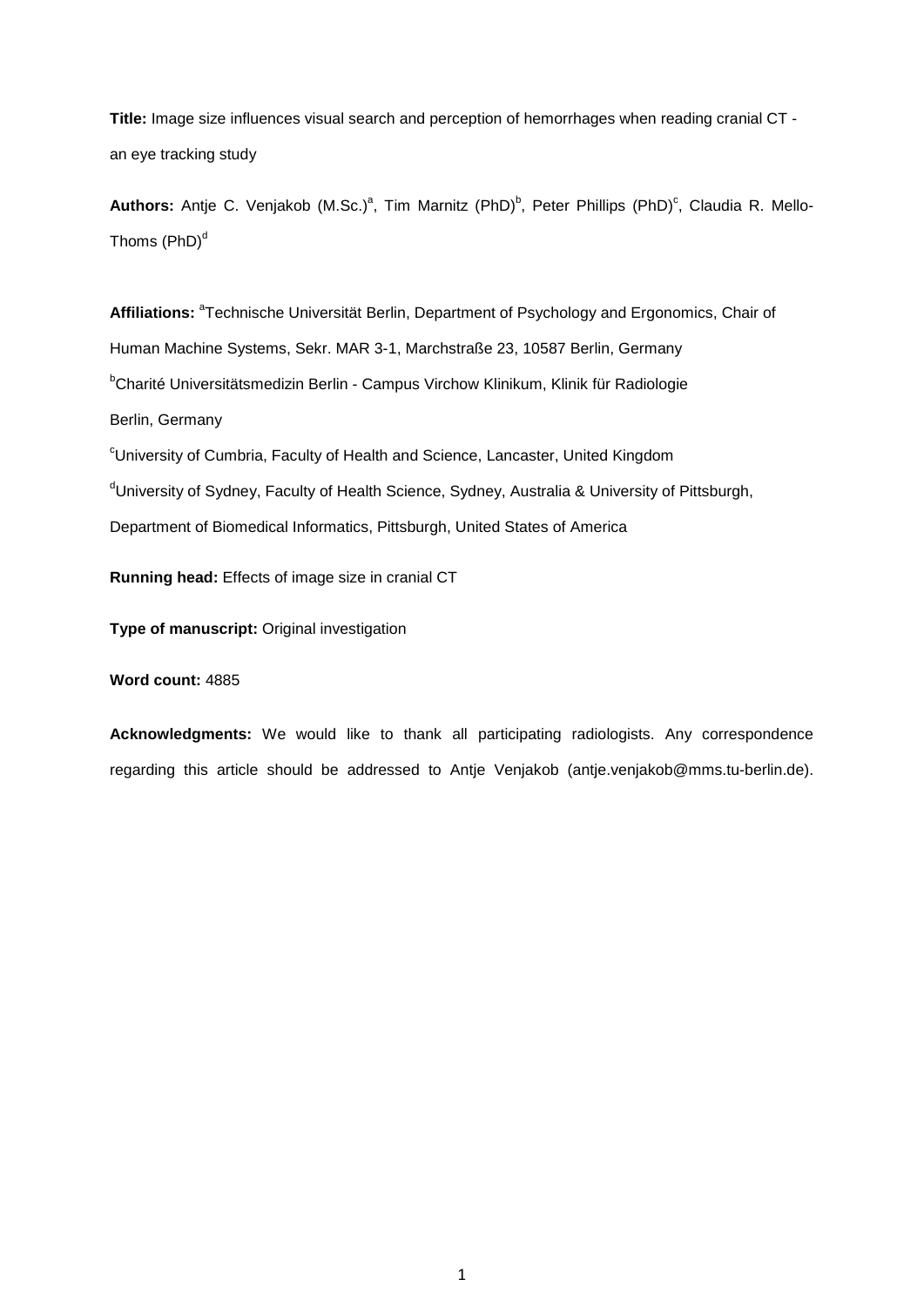**Title:** Image size influences visual search and perception of hemorrhages when reading cranial CT - an eye tracking study

**Authors:** Antje C. Venjakob (M.Sc.)[a], Tim Marnitz (PhD)[b], Peter Phillips (PhD)[c], Claudia R. Mello-Thoms (PhD)[d]

**Affiliations:** [a]Technische Universität Berlin, Department of Psychology and Ergonomics, Chair of Human Machine Systems, Sekr. MAR 3-1, Marchstraße 23, 10587 Berlin, Germany

[b]Charité Universitätsmedizin Berlin - Campus Virchow Klinikum, Klinik für Radiologie Berlin, Germany

[c]University of Cumbria, Faculty of Health and Science, Lancaster, United Kingdom

[d]University of Sydney, Faculty of Health Science, Sydney, Australia & University of Pittsburgh, Department of Biomedical Informatics, Pittsburgh, United States of America

**Running head:** Effects of image size in cranial CT

**Type of manuscript:** Original investigation

**Word count:** 4885

**Acknowledgments:** We would like to thank all participating radiologists. Any correspondence regarding this article should be addressed to Antje Venjakob (antje.venjakob@mms.tu-berlin.de).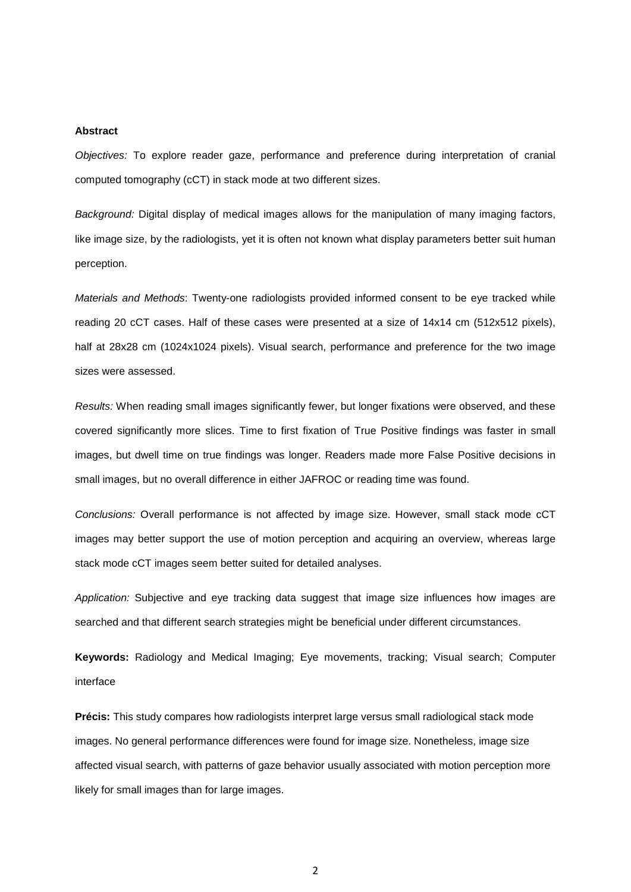**Abstract**

*Objectives:* To explore reader gaze, performance and preference during interpretation of cranial computed tomography (cCT) in stack mode at two different sizes.

*Background:* Digital display of medical images allows for the manipulation of many imaging factors, like image size, by the radiologists, yet it is often not known what display parameters better suit human perception.

*Materials and Methods*: Twenty-one radiologists provided informed consent to be eye tracked while reading 20 cCT cases. Half of these cases were presented at a size of 14x14 cm (512x512 pixels), half at 28x28 cm (1024x1024 pixels). Visual search, performance and preference for the two image sizes were assessed.

*Results:* When reading small images significantly fewer, but longer fixations were observed, and these covered significantly more slices. Time to first fixation of True Positive findings was faster in small images, but dwell time on true findings was longer. Readers made more False Positive decisions in small images, but no overall difference in either JAFROC or reading time was found.

*Conclusions:* Overall performance is not affected by image size. However, small stack mode cCT images may better support the use of motion perception and acquiring an overview, whereas large stack mode cCT images seem better suited for detailed analyses.

*Application:* Subjective and eye tracking data suggest that image size influences how images are searched and that different search strategies might be beneficial under different circumstances.

**Keywords:** Radiology and Medical Imaging; Eye movements, tracking; Visual search; Computer interface

**Précis:** This study compares how radiologists interpret large versus small radiological stack mode images. No general performance differences were found for image size. Nonetheless, image size affected visual search, with patterns of gaze behavior usually associated with motion perception more likely for small images than for large images.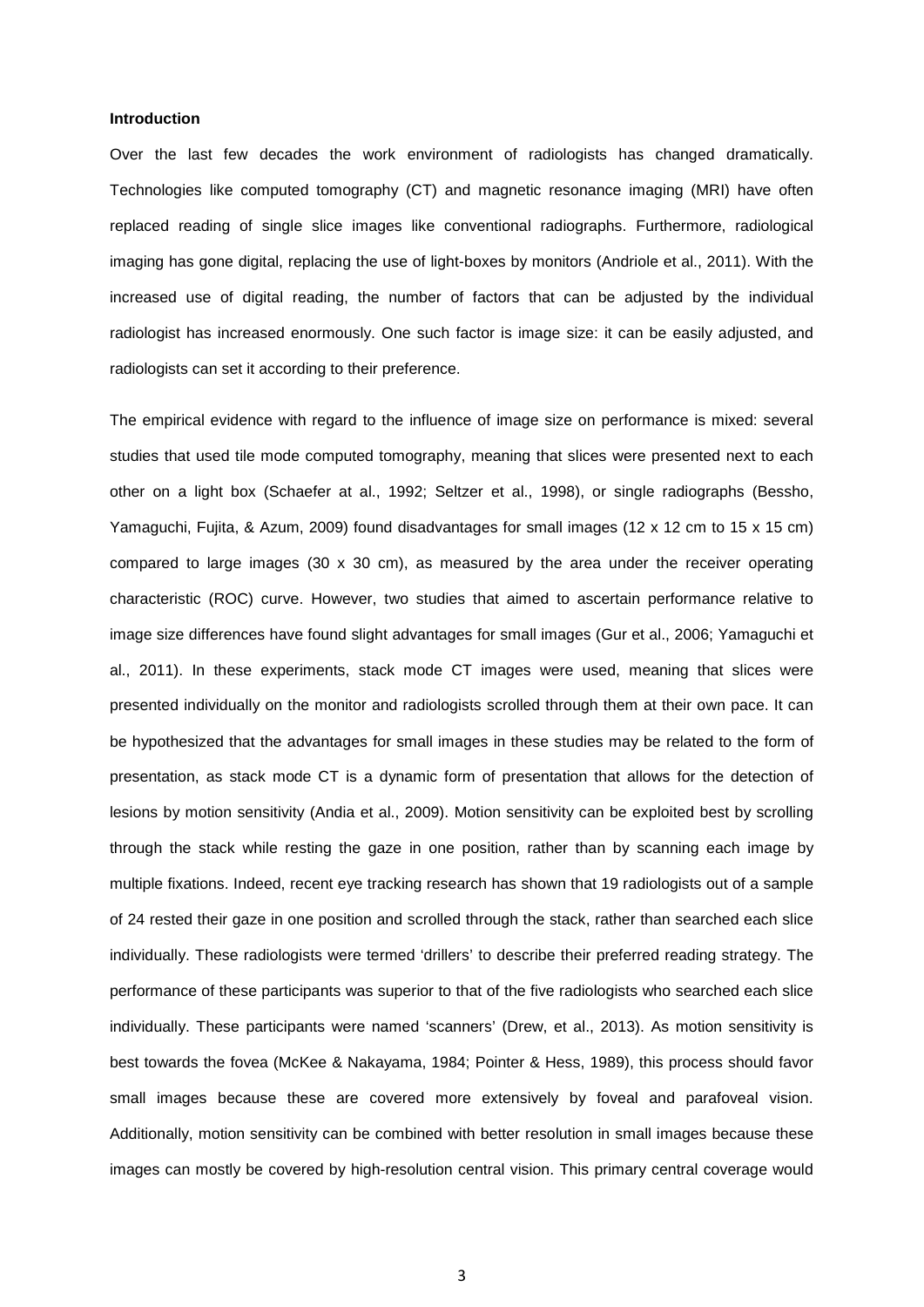**Introduction**

Over the last few decades the work environment of radiologists has changed dramatically. Technologies like computed tomography (CT) and magnetic resonance imaging (MRI) have often replaced reading of single slice images like conventional radiographs. Furthermore, radiological imaging has gone digital, replacing the use of light-boxes by monitors (Andriole et al., 2011). With the increased use of digital reading, the number of factors that can be adjusted by the individual radiologist has increased enormously. One such factor is image size: it can be easily adjusted, and radiologists can set it according to their preference.

The empirical evidence with regard to the influence of image size on performance is mixed: several studies that used tile mode computed tomography, meaning that slices were presented next to each other on a light box (Schaefer at al., 1992; Seltzer et al., 1998), or single radiographs (Bessho, Yamaguchi, Fujita, & Azum, 2009) found disadvantages for small images (12 x 12 cm to 15 x 15 cm) compared to large images (30 x 30 cm), as measured by the area under the receiver operating characteristic (ROC) curve. However, two studies that aimed to ascertain performance relative to image size differences have found slight advantages for small images (Gur et al., 2006; Yamaguchi et al., 2011). In these experiments, stack mode CT images were used, meaning that slices were presented individually on the monitor and radiologists scrolled through them at their own pace. It can be hypothesized that the advantages for small images in these studies may be related to the form of presentation, as stack mode CT is a dynamic form of presentation that allows for the detection of lesions by motion sensitivity (Andia et al., 2009). Motion sensitivity can be exploited best by scrolling through the stack while resting the gaze in one position, rather than by scanning each image by multiple fixations. Indeed, recent eye tracking research has shown that 19 radiologists out of a sample of 24 rested their gaze in one position and scrolled through the stack, rather than searched each slice individually. These radiologists were termed 'drillers' to describe their preferred reading strategy. The performance of these participants was superior to that of the five radiologists who searched each slice individually. These participants were named 'scanners' (Drew, et al., 2013). As motion sensitivity is best towards the fovea (McKee & Nakayama, 1984; Pointer & Hess, 1989), this process should favor small images because these are covered more extensively by foveal and parafoveal vision. Additionally, motion sensitivity can be combined with better resolution in small images because these images can mostly be covered by high-resolution central vision. This primary central coverage would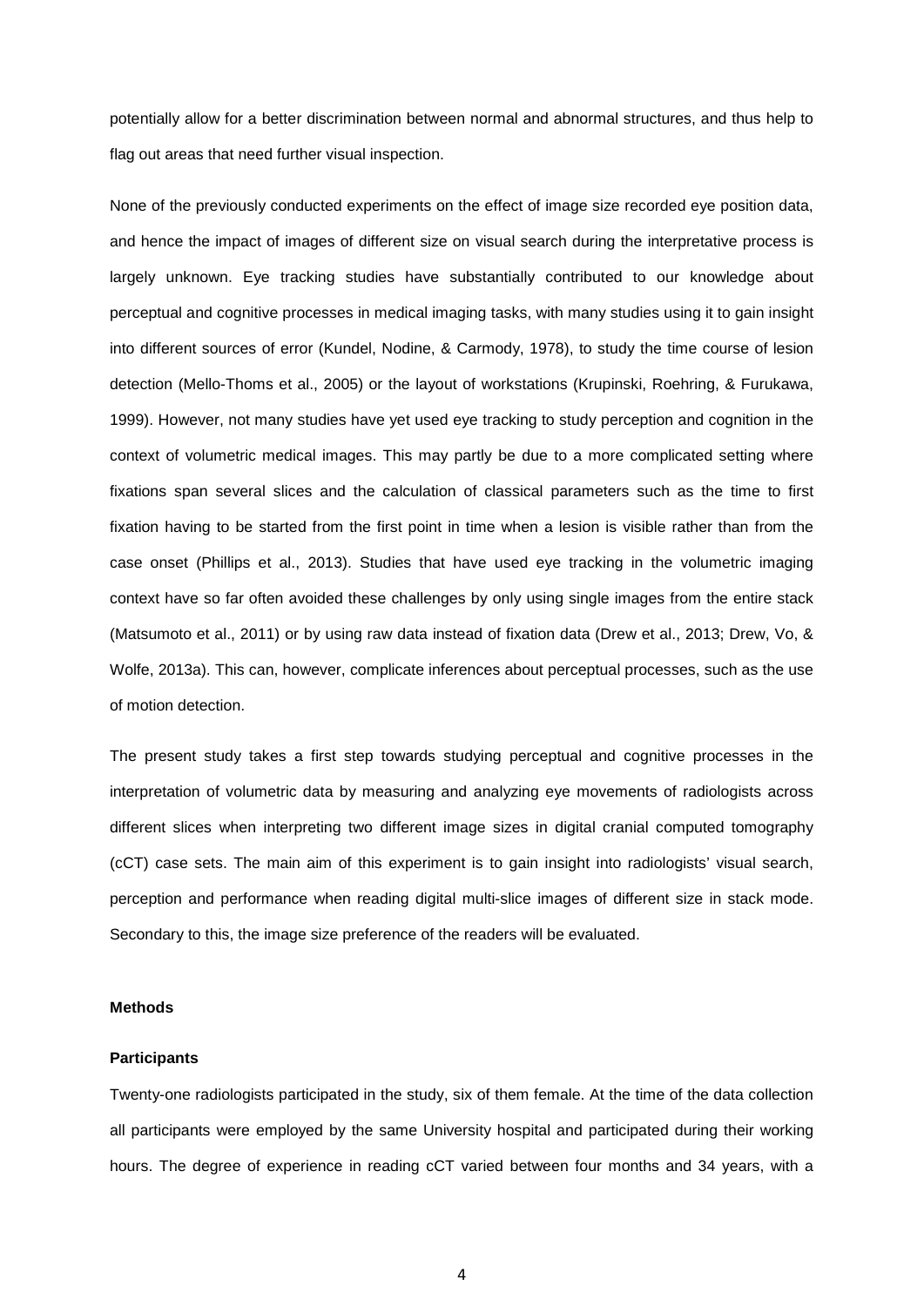potentially allow for a better discrimination between normal and abnormal structures, and thus help to flag out areas that need further visual inspection.

None of the previously conducted experiments on the effect of image size recorded eye position data, and hence the impact of images of different size on visual search during the interpretative process is largely unknown. Eye tracking studies have substantially contributed to our knowledge about perceptual and cognitive processes in medical imaging tasks, with many studies using it to gain insight into different sources of error (Kundel, Nodine, & Carmody, 1978), to study the time course of lesion detection (Mello-Thoms et al., 2005) or the layout of workstations (Krupinski, Roehring, & Furukawa, 1999). However, not many studies have yet used eye tracking to study perception and cognition in the context of volumetric medical images. This may partly be due to a more complicated setting where fixations span several slices and the calculation of classical parameters such as the time to first fixation having to be started from the first point in time when a lesion is visible rather than from the case onset (Phillips et al., 2013). Studies that have used eye tracking in the volumetric imaging context have so far often avoided these challenges by only using single images from the entire stack (Matsumoto et al., 2011) or by using raw data instead of fixation data (Drew et al., 2013; Drew, Vo, & Wolfe, 2013a). This can, however, complicate inferences about perceptual processes, such as the use of motion detection.

The present study takes a first step towards studying perceptual and cognitive processes in the interpretation of volumetric data by measuring and analyzing eye movements of radiologists across different slices when interpreting two different image sizes in digital cranial computed tomography (cCT) case sets. The main aim of this experiment is to gain insight into radiologists' visual search, perception and performance when reading digital multi-slice images of different size in stack mode. Secondary to this, the image size preference of the readers will be evaluated.

## Methods

### Participants

Twenty-one radiologists participated in the study, six of them female. At the time of the data collection all participants were employed by the same University hospital and participated during their working hours. The degree of experience in reading cCT varied between four months and 34 years, with a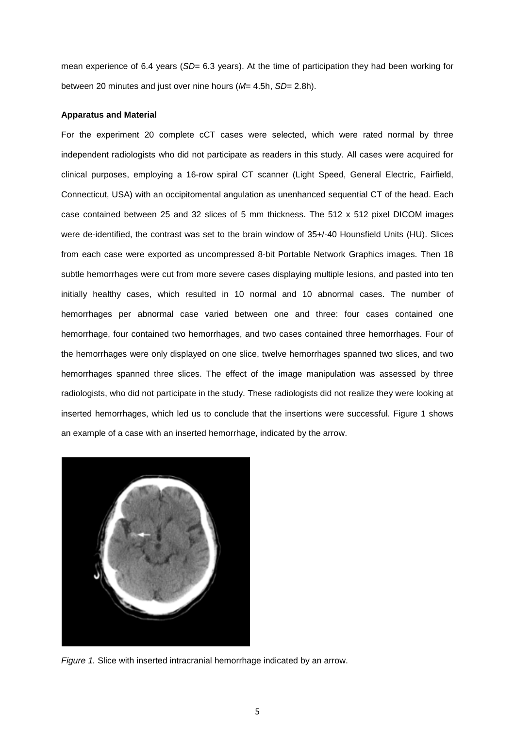mean experience of 6.4 years (*SD*= 6.3 years). At the time of participation they had been working for between 20 minutes and just over nine hours (*M*= 4.5h, *SD*= 2.8h).

**Apparatus and Material**

For the experiment 20 complete cCT cases were selected, which were rated normal by three independent radiologists who did not participate as readers in this study. All cases were acquired for clinical purposes, employing a 16-row spiral CT scanner (Light Speed, General Electric, Fairfield, Connecticut, USA) with an occipitomental angulation as unenhanced sequential CT of the head. Each case contained between 25 and 32 slices of 5 mm thickness. The 512 x 512 pixel DICOM images were de-identified, the contrast was set to the brain window of 35+/-40 Hounsfield Units (HU). Slices from each case were exported as uncompressed 8-bit Portable Network Graphics images. Then 18 subtle hemorrhages were cut from more severe cases displaying multiple lesions, and pasted into ten initially healthy cases, which resulted in 10 normal and 10 abnormal cases. The number of hemorrhages per abnormal case varied between one and three: four cases contained one hemorrhage, four contained two hemorrhages, and two cases contained three hemorrhages. Four of the hemorrhages were only displayed on one slice, twelve hemorrhages spanned two slices, and two hemorrhages spanned three slices. The effect of the image manipulation was assessed by three radiologists, who did not participate in the study. These radiologists did not realize they were looking at inserted hemorrhages, which led us to conclude that the insertions were successful. Figure 1 shows an example of a case with an inserted hemorrhage, indicated by the arrow.

*Figure 1.* Slice with inserted intracranial hemorrhage indicated by an arrow.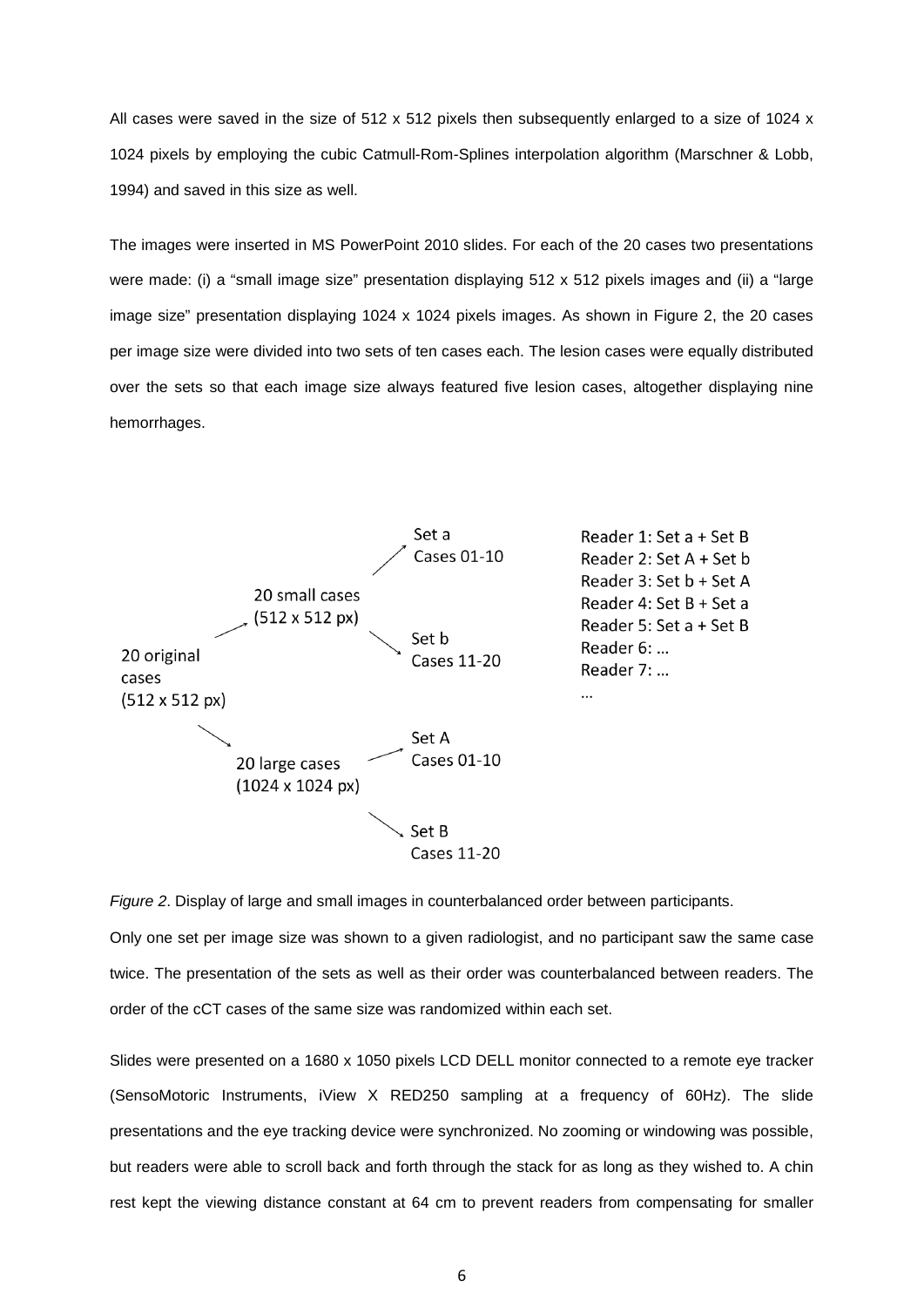All cases were saved in the size of 512 x 512 pixels then subsequently enlarged to a size of 1024 x 1024 pixels by employing the cubic Catmull-Rom-Splines interpolation algorithm (Marschner & Lobb, 1994) and saved in this size as well.

The images were inserted in MS PowerPoint 2010 slides. For each of the 20 cases two presentations were made: (i) a "small image size" presentation displaying 512 x 512 pixels images and (ii) a "large image size" presentation displaying 1024 x 1024 pixels images. As shown in Figure 2, the 20 cases per image size were divided into two sets of ten cases each. The lesion cases were equally distributed over the sets so that each image size always featured five lesion cases, altogether displaying nine hemorrhages.

20 original cases (512 x 512 px)

- 20 small cases (512 x 512 px)
  - Set a: Cases 01-10
  - Set b: Cases 11-20
- 20 large cases (1024 x 1024 px)
  - Set A: Cases 01-10
  - Set B: Cases 11-20

Reader 1: Set a + Set B
Reader 2: Set A + Set b
Reader 3: Set b + Set A
Reader 4: Set B + Set a
Reader 5: Set a + Set B
Reader 6: …
Reader 7: …
…

*Figure 2*. Display of large and small images in counterbalanced order between participants.

Only one set per image size was shown to a given radiologist, and no participant saw the same case twice. The presentation of the sets as well as their order was counterbalanced between readers. The order of the cCT cases of the same size was randomized within each set.

Slides were presented on a 1680 x 1050 pixels LCD DELL monitor connected to a remote eye tracker (SensoMotoric Instruments, iView X RED250 sampling at a frequency of 60Hz). The slide presentations and the eye tracking device were synchronized. No zooming or windowing was possible, but readers were able to scroll back and forth through the stack for as long as they wished to. A chin rest kept the viewing distance constant at 64 cm to prevent readers from compensating for smaller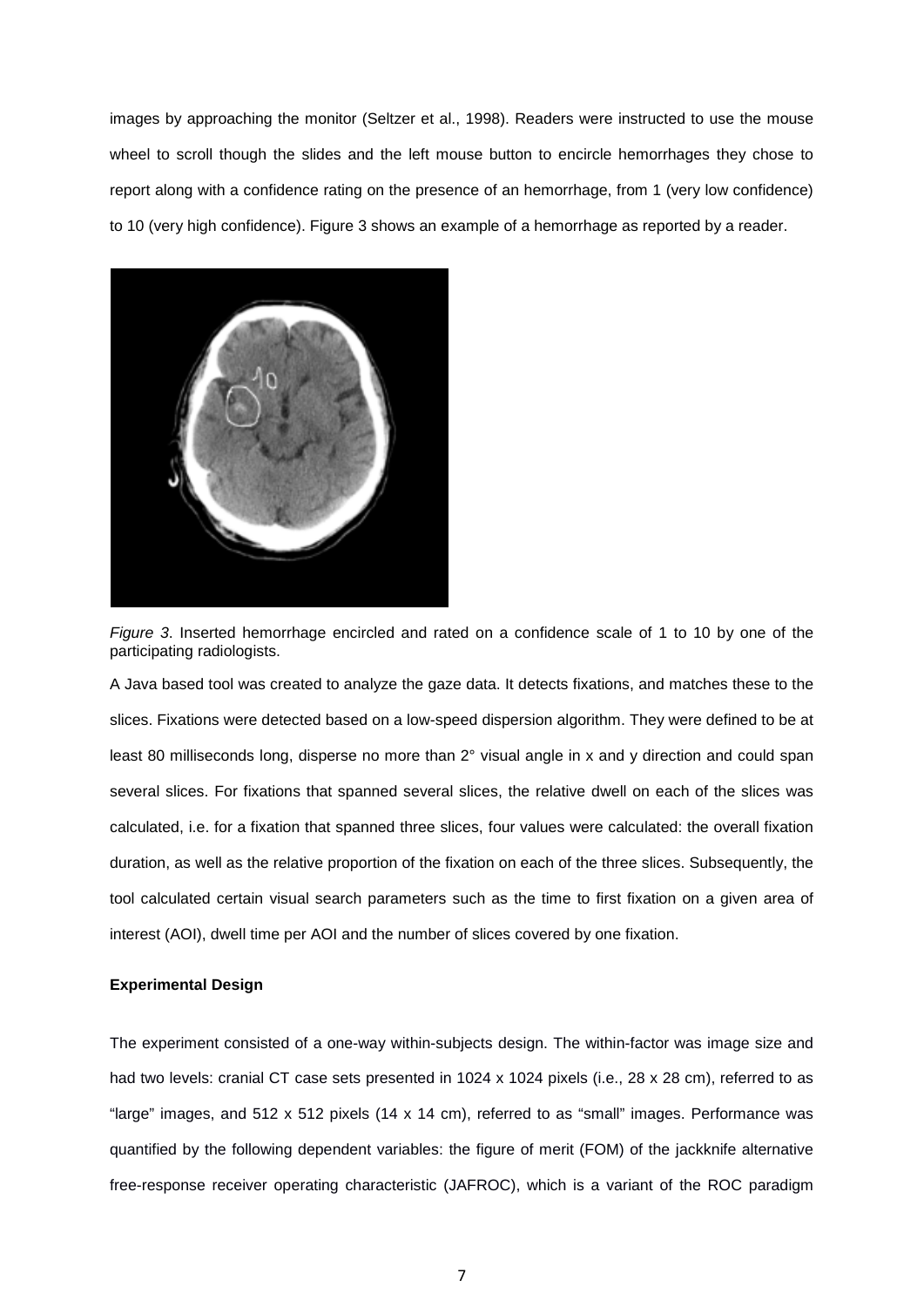images by approaching the monitor (Seltzer et al., 1998). Readers were instructed to use the mouse wheel to scroll though the slides and the left mouse button to encircle hemorrhages they chose to report along with a confidence rating on the presence of an hemorrhage, from 1 (very low confidence) to 10 (very high confidence). Figure 3 shows an example of a hemorrhage as reported by a reader.

*Figure 3*. Inserted hemorrhage encircled and rated on a confidence scale of 1 to 10 by one of the participating radiologists.

A Java based tool was created to analyze the gaze data. It detects fixations, and matches these to the slices. Fixations were detected based on a low-speed dispersion algorithm. They were defined to be at least 80 milliseconds long, disperse no more than 2° visual angle in x and y direction and could span several slices. For fixations that spanned several slices, the relative dwell on each of the slices was calculated, i.e. for a fixation that spanned three slices, four values were calculated: the overall fixation duration, as well as the relative proportion of the fixation on each of the three slices. Subsequently, the tool calculated certain visual search parameters such as the time to first fixation on a given area of interest (AOI), dwell time per AOI and the number of slices covered by one fixation.

**Experimental Design**

The experiment consisted of a one-way within-subjects design. The within-factor was image size and had two levels: cranial CT case sets presented in 1024 x 1024 pixels (i.e., 28 x 28 cm), referred to as "large" images, and 512 x 512 pixels (14 x 14 cm), referred to as "small" images. Performance was quantified by the following dependent variables: the figure of merit (FOM) of the jackknife alternative free-response receiver operating characteristic (JAFROC), which is a variant of the ROC paradigm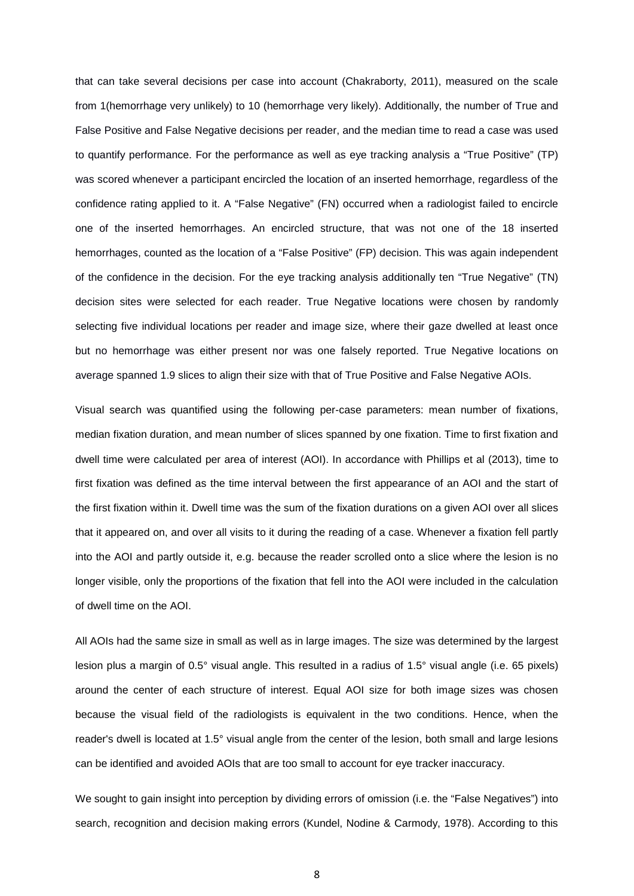that can take several decisions per case into account (Chakraborty, 2011), measured on the scale from 1(hemorrhage very unlikely) to 10 (hemorrhage very likely). Additionally, the number of True and False Positive and False Negative decisions per reader, and the median time to read a case was used to quantify performance. For the performance as well as eye tracking analysis a "True Positive" (TP) was scored whenever a participant encircled the location of an inserted hemorrhage, regardless of the confidence rating applied to it. A "False Negative" (FN) occurred when a radiologist failed to encircle one of the inserted hemorrhages. An encircled structure, that was not one of the 18 inserted hemorrhages, counted as the location of a "False Positive" (FP) decision. This was again independent of the confidence in the decision. For the eye tracking analysis additionally ten "True Negative" (TN) decision sites were selected for each reader. True Negative locations were chosen by randomly selecting five individual locations per reader and image size, where their gaze dwelled at least once but no hemorrhage was either present nor was one falsely reported. True Negative locations on average spanned 1.9 slices to align their size with that of True Positive and False Negative AOIs.

Visual search was quantified using the following per-case parameters: mean number of fixations, median fixation duration, and mean number of slices spanned by one fixation. Time to first fixation and dwell time were calculated per area of interest (AOI). In accordance with Phillips et al (2013), time to first fixation was defined as the time interval between the first appearance of an AOI and the start of the first fixation within it. Dwell time was the sum of the fixation durations on a given AOI over all slices that it appeared on, and over all visits to it during the reading of a case. Whenever a fixation fell partly into the AOI and partly outside it, e.g. because the reader scrolled onto a slice where the lesion is no longer visible, only the proportions of the fixation that fell into the AOI were included in the calculation of dwell time on the AOI.

All AOIs had the same size in small as well as in large images. The size was determined by the largest lesion plus a margin of 0.5° visual angle. This resulted in a radius of 1.5° visual angle (i.e. 65 pixels) around the center of each structure of interest. Equal AOI size for both image sizes was chosen because the visual field of the radiologists is equivalent in the two conditions. Hence, when the reader's dwell is located at 1.5° visual angle from the center of the lesion, both small and large lesions can be identified and avoided AOIs that are too small to account for eye tracker inaccuracy.

We sought to gain insight into perception by dividing errors of omission (i.e. the "False Negatives") into search, recognition and decision making errors (Kundel, Nodine & Carmody, 1978). According to this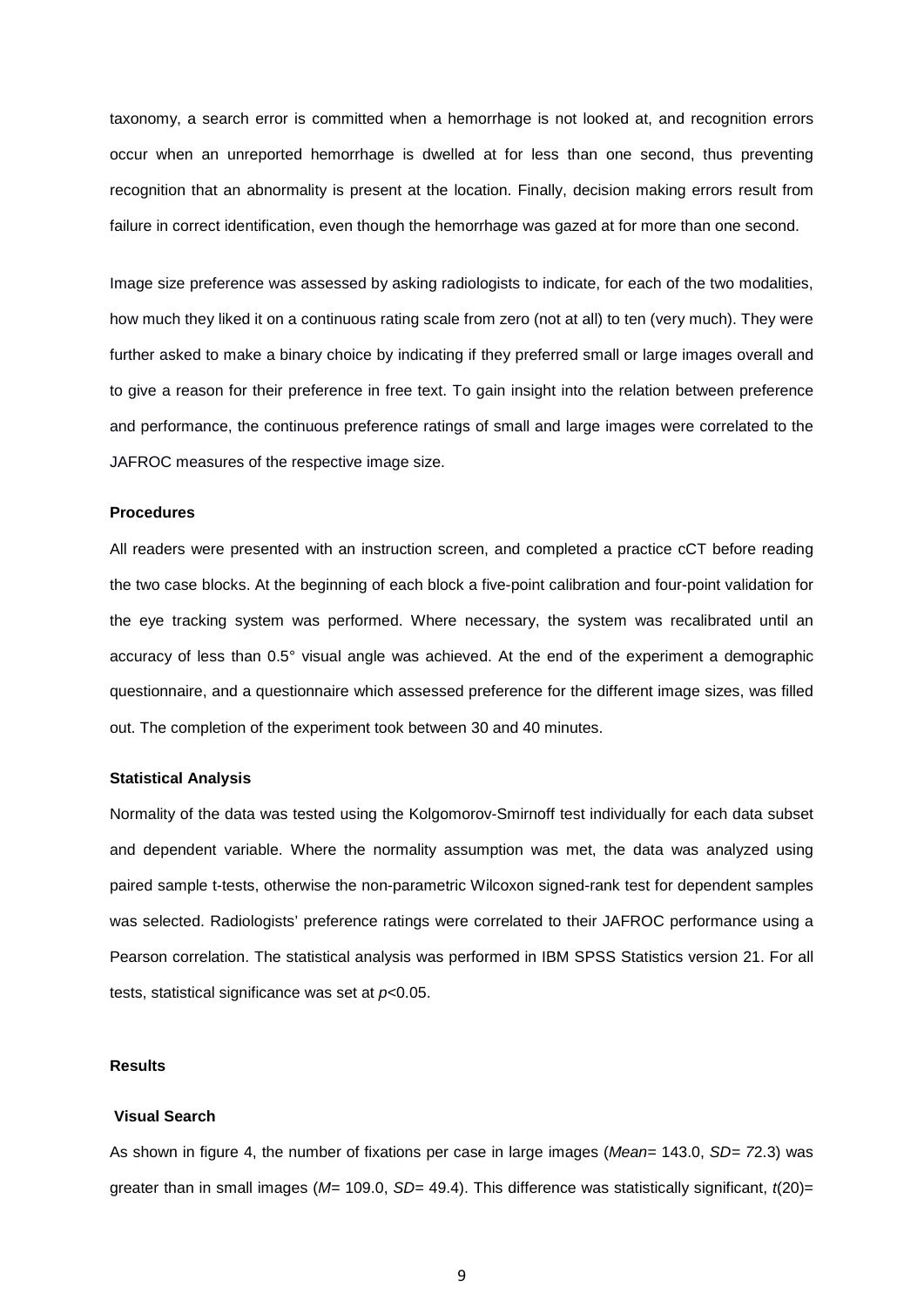taxonomy, a search error is committed when a hemorrhage is not looked at, and recognition errors occur when an unreported hemorrhage is dwelled at for less than one second, thus preventing recognition that an abnormality is present at the location. Finally, decision making errors result from failure in correct identification, even though the hemorrhage was gazed at for more than one second.

Image size preference was assessed by asking radiologists to indicate, for each of the two modalities, how much they liked it on a continuous rating scale from zero (not at all) to ten (very much). They were further asked to make a binary choice by indicating if they preferred small or large images overall and to give a reason for their preference in free text. To gain insight into the relation between preference and performance, the continuous preference ratings of small and large images were correlated to the JAFROC measures of the respective image size.

#### Procedures

All readers were presented with an instruction screen, and completed a practice cCT before reading the two case blocks. At the beginning of each block a five-point calibration and four-point validation for the eye tracking system was performed. Where necessary, the system was recalibrated until an accuracy of less than 0.5° visual angle was achieved. At the end of the experiment a demographic questionnaire, and a questionnaire which assessed preference for the different image sizes, was filled out. The completion of the experiment took between 30 and 40 minutes.

#### Statistical Analysis

Normality of the data was tested using the Kolgomorov-Smirnoff test individually for each data subset and dependent variable. Where the normality assumption was met, the data was analyzed using paired sample t-tests, otherwise the non-parametric Wilcoxon signed-rank test for dependent samples was selected. Radiologists' preference ratings were correlated to their JAFROC performance using a Pearson correlation. The statistical analysis was performed in IBM SPSS Statistics version 21. For all tests, statistical significance was set at $p<0.05$.

## Results

#### Visual Search

As shown in figure 4, the number of fixations per case in large images (*Mean*= 143.0, *SD*= 72.3) was greater than in small images (*M*= 109.0, *SD*= 49.4). This difference was statistically significant, $t(20)$=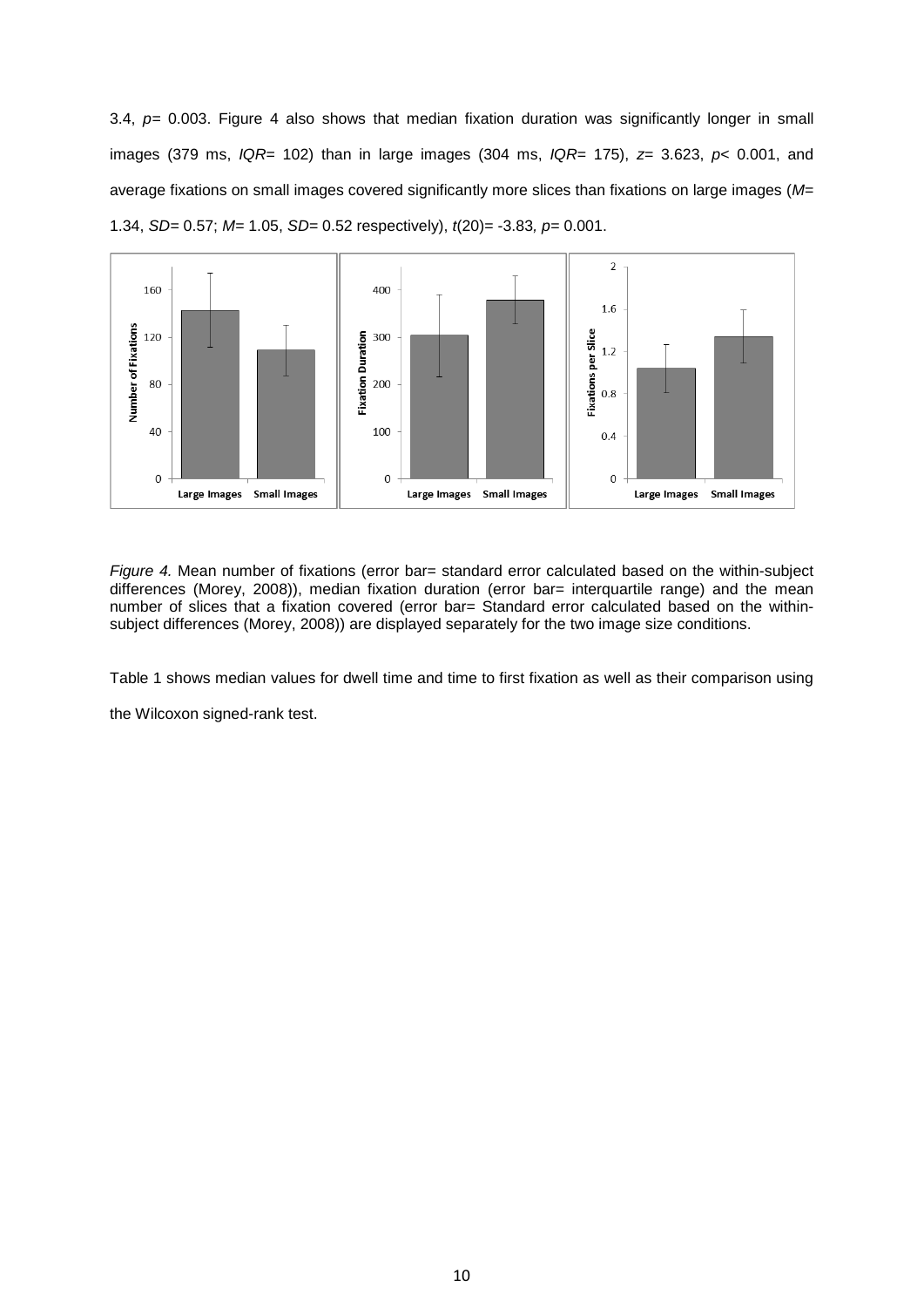3.4, $p$= 0.003. Figure 4 also shows that median fixation duration was significantly longer in small images (379 ms, *IQR*= 102) than in large images (304 ms, *IQR*= 175), $z$= 3.623, $p$< 0.001, and average fixations on small images covered significantly more slices than fixations on large images ($M$= 1.34, $SD$= 0.57; $M$= 1.05, $SD$= 0.52 respectively), $t(20)$= -3.83, $p$= 0.001.

*Figure 4.* Mean number of fixations (error bar= standard error calculated based on the within-subject differences (Morey, 2008)), median fixation duration (error bar= interquartile range) and the mean number of slices that a fixation covered (error bar= Standard error calculated based on the within-subject differences (Morey, 2008)) are displayed separately for the two image size conditions.

Table 1 shows median values for dwell time and time to first fixation as well as their comparison using the Wilcoxon signed-rank test.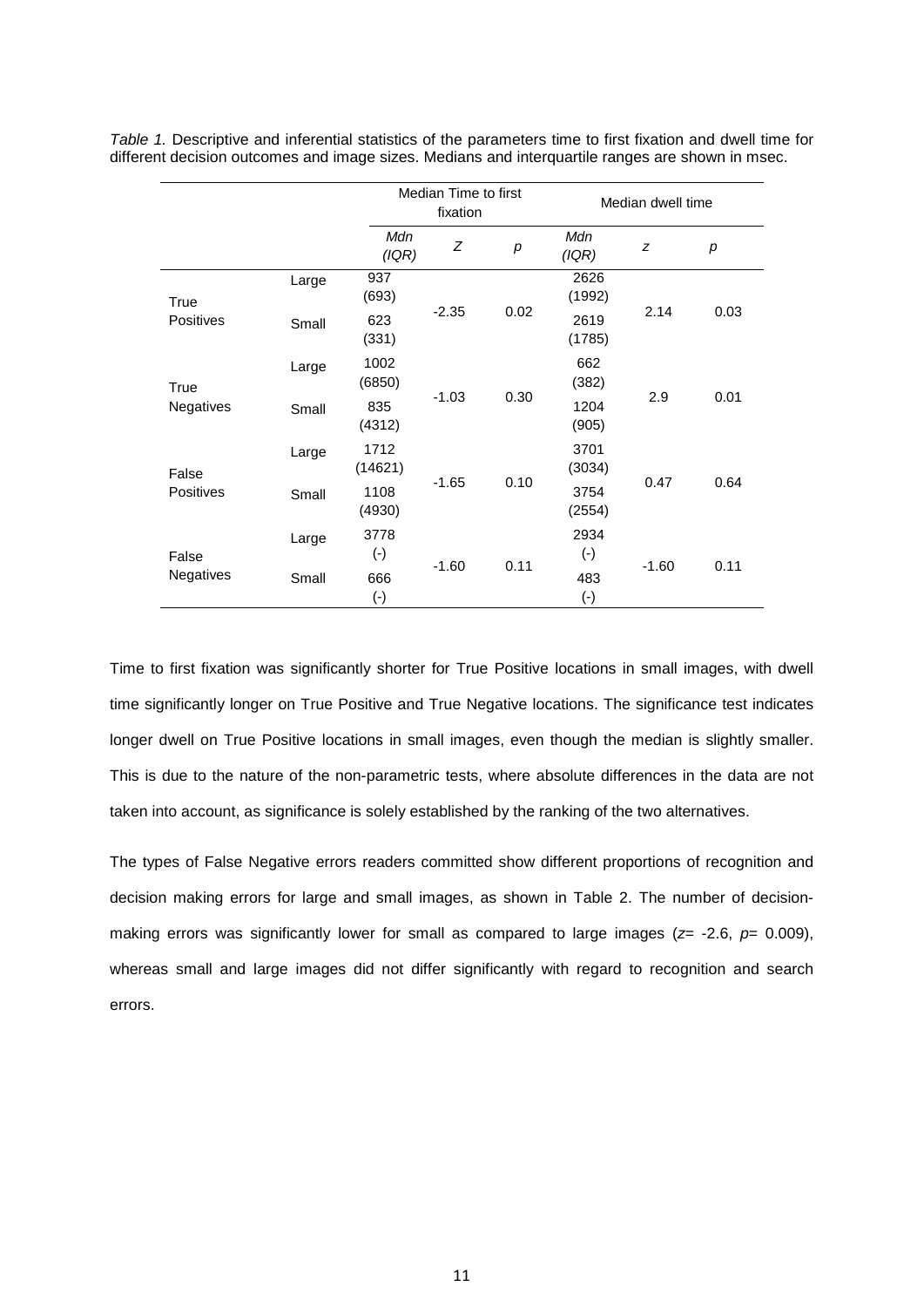*Table 1.* Descriptive and inferential statistics of the parameters time to first fixation and dwell time for different decision outcomes and image sizes. Medians and interquartile ranges are shown in msec.

| | | Median Time to first fixation | | | Median dwell time | | |
|---|---|---|---|---|---|---|---|
| | | *Mdn (IQR)* | *Z* | *p* | *Mdn (IQR)* | *z* | *p* |
| True Positives | Large | 937 (693) | -2.35 | 0.02 | 2626 (1992) | 2.14 | 0.03 |
| | Small | 623 (331) | | | 2619 (1785) | | |
| True Negatives | Large | 1002 (6850) | -1.03 | 0.30 | 662 (382) | 2.9 | 0.01 |
| | Small | 835 (4312) | | | 1204 (905) | | |
| False Positives | Large | 1712 (14621) | -1.65 | 0.10 | 3701 (3034) | 0.47 | 0.64 |
| | Small | 1108 (4930) | | | 3754 (2554) | | |
| False Negatives | Large | 3778 (-) | -1.60 | 0.11 | 2934 (-) | -1.60 | 0.11 |
| | Small | 666 (-) | | | 483 (-) | | |

Time to first fixation was significantly shorter for True Positive locations in small images, with dwell time significantly longer on True Positive and True Negative locations. The significance test indicates longer dwell on True Positive locations in small images, even though the median is slightly smaller. This is due to the nature of the non-parametric tests, where absolute differences in the data are not taken into account, as significance is solely established by the ranking of the two alternatives.

The types of False Negative errors readers committed show different proportions of recognition and decision making errors for large and small images, as shown in Table 2. The number of decision-making errors was significantly lower for small as compared to large images ($z = -2.6$, $p = 0.009$), whereas small and large images did not differ significantly with regard to recognition and search errors.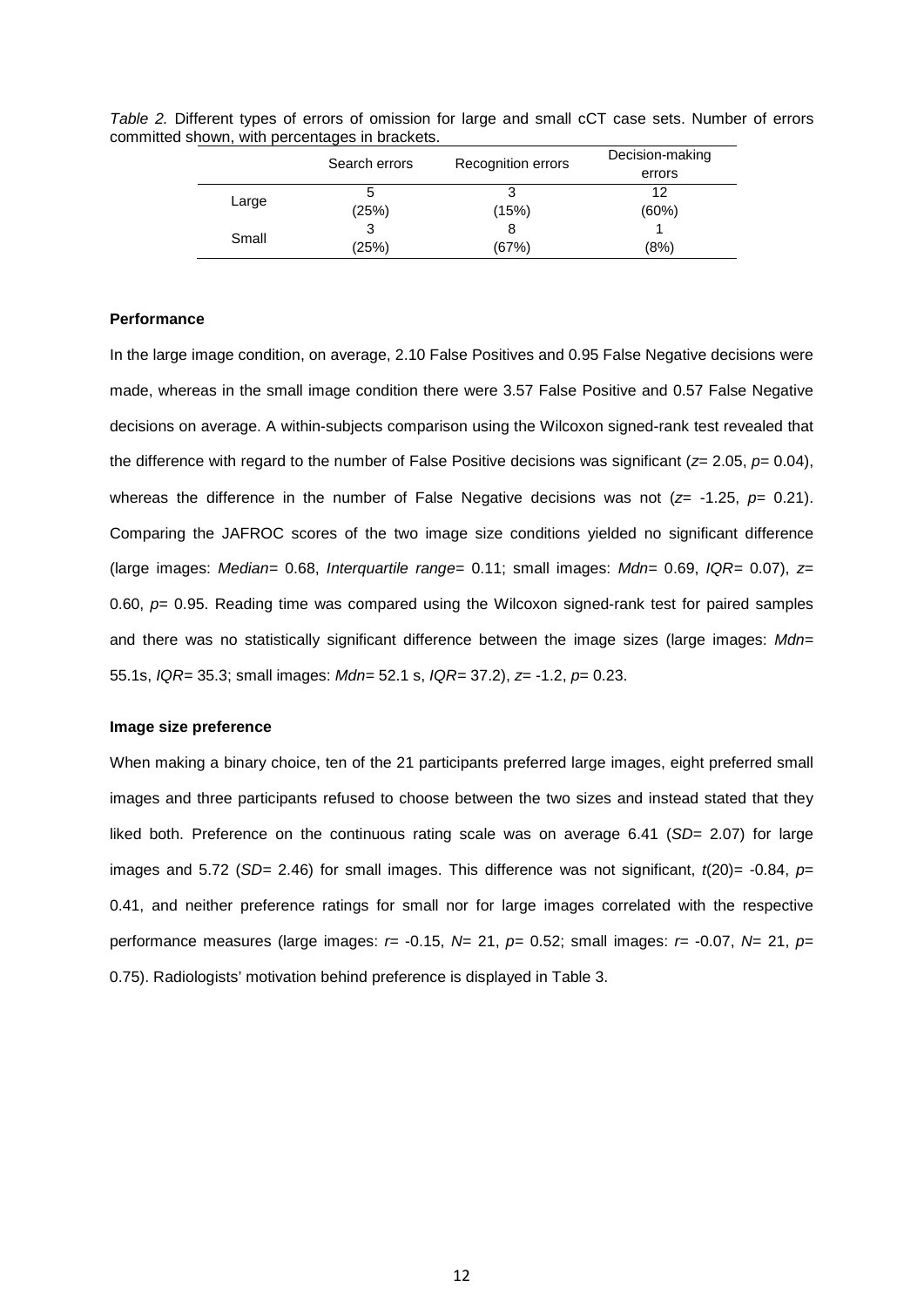*Table 2.* Different types of errors of omission for large and small cCT case sets. Number of errors committed shown, with percentages in brackets.

| | Search errors | Recognition errors | Decision-making errors |
|---|---|---|---|
| Large | 5 (25%) | 3 (15%) | 12 (60%) |
| Small | 3 (25%) | 8 (67%) | 1 (8%) |

**Performance**

In the large image condition, on average, 2.10 False Positives and 0.95 False Negative decisions were made, whereas in the small image condition there were 3.57 False Positive and 0.57 False Negative decisions on average. A within-subjects comparison using the Wilcoxon signed-rank test revealed that the difference with regard to the number of False Positive decisions was significant ($z$= 2.05, $p$= 0.04), whereas the difference in the number of False Negative decisions was not ($z$= -1.25, $p$= 0.21). Comparing the JAFROC scores of the two image size conditions yielded no significant difference (large images: *Median*= 0.68, *Interquartile range*= 0.11; small images: *Mdn*= 0.69, *IQR*= 0.07), $z$= 0.60, $p$= 0.95. Reading time was compared using the Wilcoxon signed-rank test for paired samples and there was no statistically significant difference between the image sizes (large images: *Mdn*= 55.1s, *IQR*= 35.3; small images: *Mdn*= 52.1 s, *IQR*= 37.2), $z$= -1.2, $p$= 0.23.

**Image size preference**

When making a binary choice, ten of the 21 participants preferred large images, eight preferred small images and three participants refused to choose between the two sizes and instead stated that they liked both. Preference on the continuous rating scale was on average 6.41 (*SD*= 2.07) for large images and 5.72 (*SD*= 2.46) for small images. This difference was not significant, $t(20)$= -0.84, $p$= 0.41, and neither preference ratings for small nor for large images correlated with the respective performance measures (large images: $r$= -0.15, $N$= 21, $p$= 0.52; small images: $r$= -0.07, $N$= 21, $p$= 0.75). Radiologists' motivation behind preference is displayed in Table 3.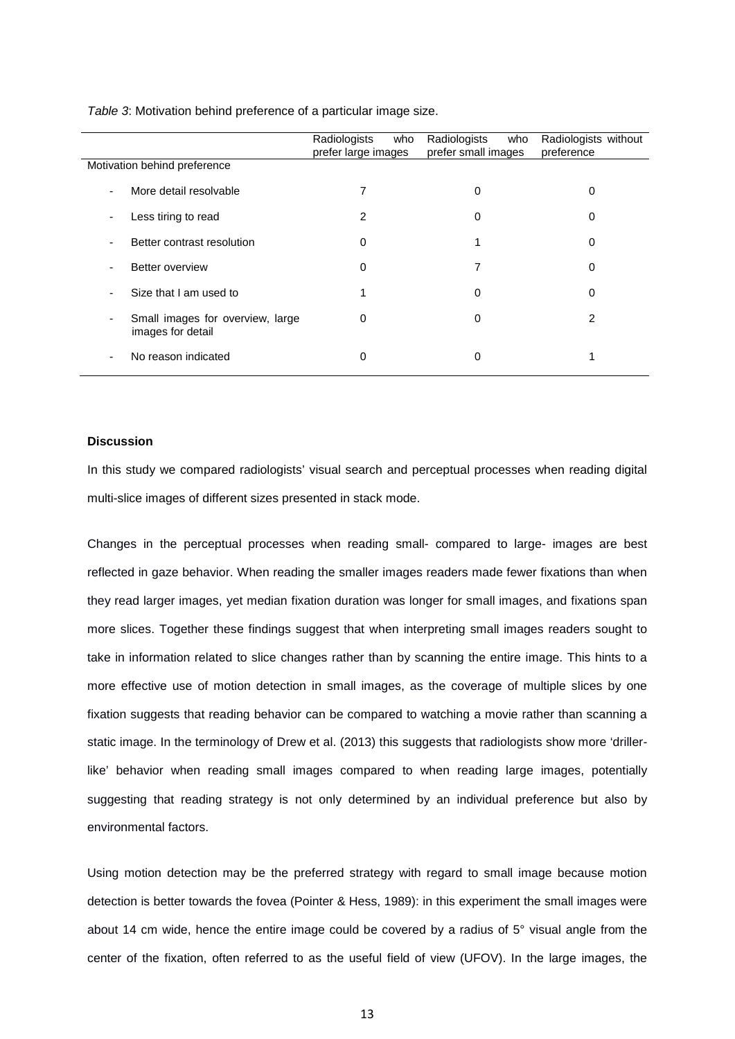*Table 3*: Motivation behind preference of a particular image size.

| | Radiologists who prefer large images | Radiologists who prefer small images | Radiologists without preference |
|---|---|---|---|
| Motivation behind preference | | | |
| - More detail resolvable | 7 | 0 | 0 |
| - Less tiring to read | 2 | 0 | 0 |
| - Better contrast resolution | 0 | 1 | 0 |
| - Better overview | 0 | 7 | 0 |
| - Size that I am used to | 1 | 0 | 0 |
| - Small images for overview, large images for detail | 0 | 0 | 2 |
| - No reason indicated | 0 | 0 | 1 |

**Discussion**

In this study we compared radiologists' visual search and perceptual processes when reading digital multi-slice images of different sizes presented in stack mode.

Changes in the perceptual processes when reading small- compared to large- images are best reflected in gaze behavior. When reading the smaller images readers made fewer fixations than when they read larger images, yet median fixation duration was longer for small images, and fixations span more slices. Together these findings suggest that when interpreting small images readers sought to take in information related to slice changes rather than by scanning the entire image. This hints to a more effective use of motion detection in small images, as the coverage of multiple slices by one fixation suggests that reading behavior can be compared to watching a movie rather than scanning a static image. In the terminology of Drew et al. (2013) this suggests that radiologists show more 'driller-like' behavior when reading small images compared to when reading large images, potentially suggesting that reading strategy is not only determined by an individual preference but also by environmental factors.

Using motion detection may be the preferred strategy with regard to small image because motion detection is better towards the fovea (Pointer & Hess, 1989): in this experiment the small images were about 14 cm wide, hence the entire image could be covered by a radius of 5° visual angle from the center of the fixation, often referred to as the useful field of view (UFOV). In the large images, the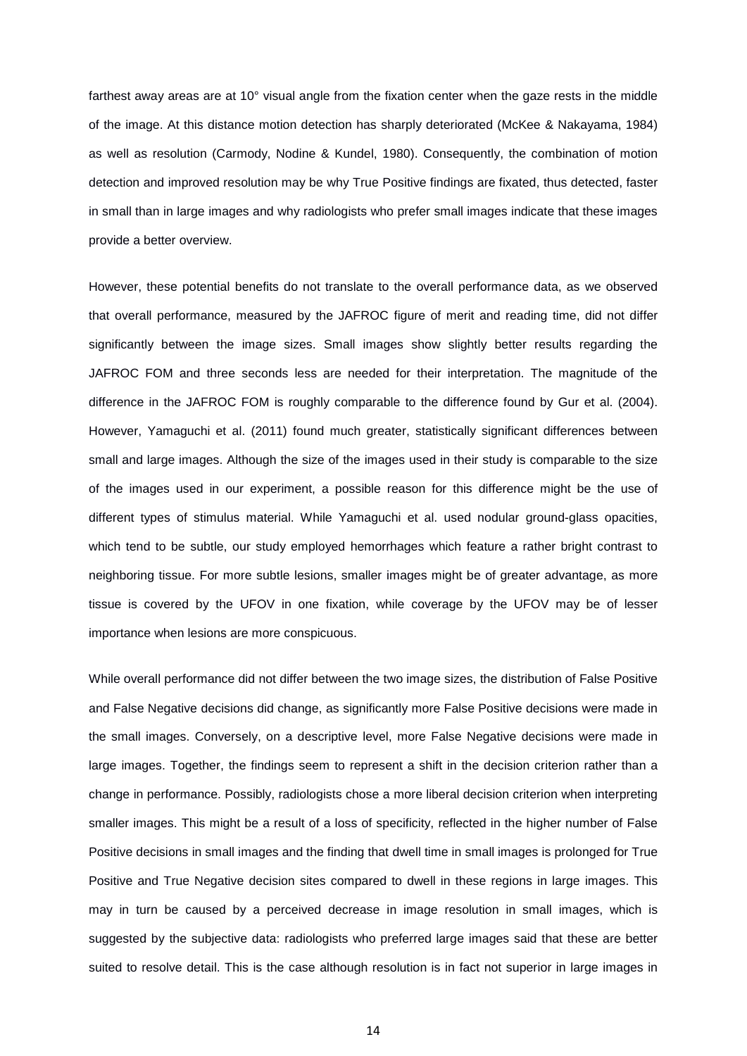farthest away areas are at 10° visual angle from the fixation center when the gaze rests in the middle of the image. At this distance motion detection has sharply deteriorated (McKee & Nakayama, 1984) as well as resolution (Carmody, Nodine & Kundel, 1980). Consequently, the combination of motion detection and improved resolution may be why True Positive findings are fixated, thus detected, faster in small than in large images and why radiologists who prefer small images indicate that these images provide a better overview.

However, these potential benefits do not translate to the overall performance data, as we observed that overall performance, measured by the JAFROC figure of merit and reading time, did not differ significantly between the image sizes. Small images show slightly better results regarding the JAFROC FOM and three seconds less are needed for their interpretation. The magnitude of the difference in the JAFROC FOM is roughly comparable to the difference found by Gur et al. (2004). However, Yamaguchi et al. (2011) found much greater, statistically significant differences between small and large images. Although the size of the images used in their study is comparable to the size of the images used in our experiment, a possible reason for this difference might be the use of different types of stimulus material. While Yamaguchi et al. used nodular ground-glass opacities, which tend to be subtle, our study employed hemorrhages which feature a rather bright contrast to neighboring tissue. For more subtle lesions, smaller images might be of greater advantage, as more tissue is covered by the UFOV in one fixation, while coverage by the UFOV may be of lesser importance when lesions are more conspicuous.

While overall performance did not differ between the two image sizes, the distribution of False Positive and False Negative decisions did change, as significantly more False Positive decisions were made in the small images. Conversely, on a descriptive level, more False Negative decisions were made in large images. Together, the findings seem to represent a shift in the decision criterion rather than a change in performance. Possibly, radiologists chose a more liberal decision criterion when interpreting smaller images. This might be a result of a loss of specificity, reflected in the higher number of False Positive decisions in small images and the finding that dwell time in small images is prolonged for True Positive and True Negative decision sites compared to dwell in these regions in large images. This may in turn be caused by a perceived decrease in image resolution in small images, which is suggested by the subjective data: radiologists who preferred large images said that these are better suited to resolve detail. This is the case although resolution is in fact not superior in large images in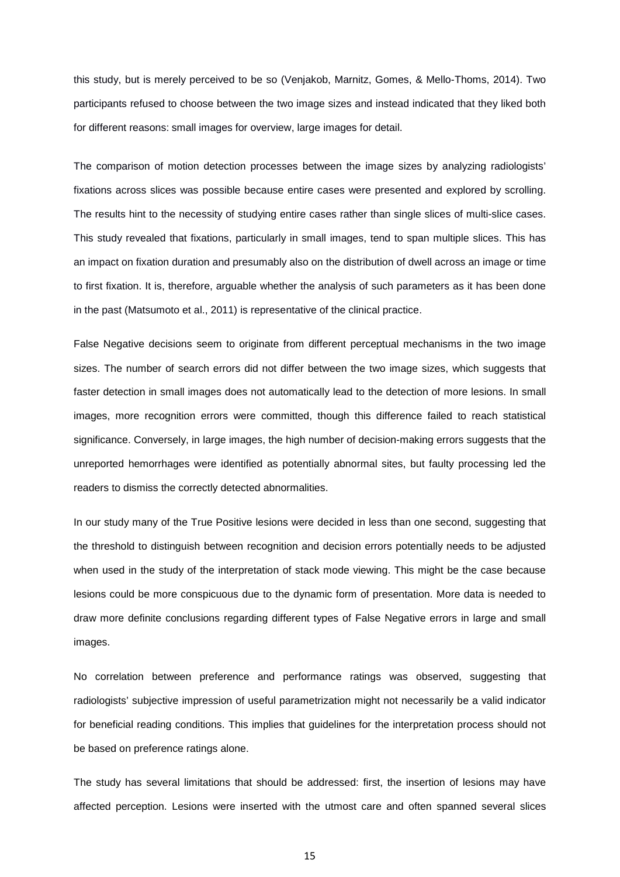this study, but is merely perceived to be so (Venjakob, Marnitz, Gomes, & Mello-Thoms, 2014). Two participants refused to choose between the two image sizes and instead indicated that they liked both for different reasons: small images for overview, large images for detail.

The comparison of motion detection processes between the image sizes by analyzing radiologists' fixations across slices was possible because entire cases were presented and explored by scrolling. The results hint to the necessity of studying entire cases rather than single slices of multi-slice cases. This study revealed that fixations, particularly in small images, tend to span multiple slices. This has an impact on fixation duration and presumably also on the distribution of dwell across an image or time to first fixation. It is, therefore, arguable whether the analysis of such parameters as it has been done in the past (Matsumoto et al., 2011) is representative of the clinical practice.

False Negative decisions seem to originate from different perceptual mechanisms in the two image sizes. The number of search errors did not differ between the two image sizes, which suggests that faster detection in small images does not automatically lead to the detection of more lesions. In small images, more recognition errors were committed, though this difference failed to reach statistical significance. Conversely, in large images, the high number of decision-making errors suggests that the unreported hemorrhages were identified as potentially abnormal sites, but faulty processing led the readers to dismiss the correctly detected abnormalities.

In our study many of the True Positive lesions were decided in less than one second, suggesting that the threshold to distinguish between recognition and decision errors potentially needs to be adjusted when used in the study of the interpretation of stack mode viewing. This might be the case because lesions could be more conspicuous due to the dynamic form of presentation. More data is needed to draw more definite conclusions regarding different types of False Negative errors in large and small images.

No correlation between preference and performance ratings was observed, suggesting that radiologists' subjective impression of useful parametrization might not necessarily be a valid indicator for beneficial reading conditions. This implies that guidelines for the interpretation process should not be based on preference ratings alone.

The study has several limitations that should be addressed: first, the insertion of lesions may have affected perception. Lesions were inserted with the utmost care and often spanned several slices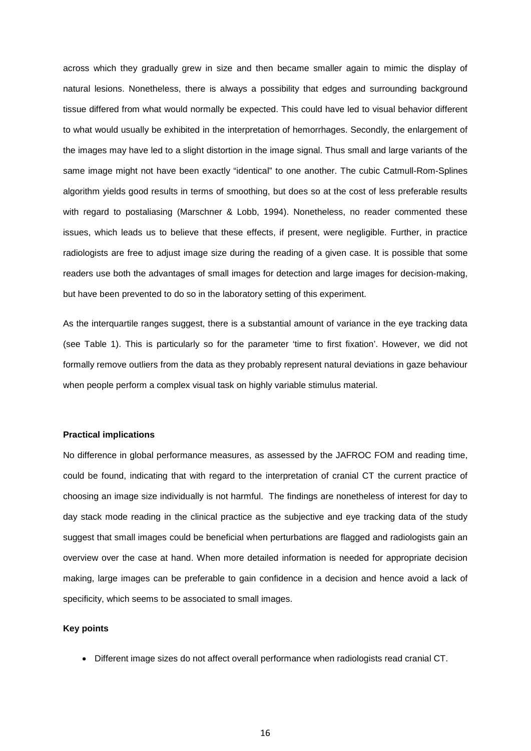across which they gradually grew in size and then became smaller again to mimic the display of natural lesions. Nonetheless, there is always a possibility that edges and surrounding background tissue differed from what would normally be expected. This could have led to visual behavior different to what would usually be exhibited in the interpretation of hemorrhages. Secondly, the enlargement of the images may have led to a slight distortion in the image signal. Thus small and large variants of the same image might not have been exactly "identical" to one another. The cubic Catmull-Rom-Splines algorithm yields good results in terms of smoothing, but does so at the cost of less preferable results with regard to postaliasing (Marschner & Lobb, 1994). Nonetheless, no reader commented these issues, which leads us to believe that these effects, if present, were negligible. Further, in practice radiologists are free to adjust image size during the reading of a given case. It is possible that some readers use both the advantages of small images for detection and large images for decision-making, but have been prevented to do so in the laboratory setting of this experiment.

As the interquartile ranges suggest, there is a substantial amount of variance in the eye tracking data (see Table 1). This is particularly so for the parameter 'time to first fixation'. However, we did not formally remove outliers from the data as they probably represent natural deviations in gaze behaviour when people perform a complex visual task on highly variable stimulus material.

**Practical implications**

No difference in global performance measures, as assessed by the JAFROC FOM and reading time, could be found, indicating that with regard to the interpretation of cranial CT the current practice of choosing an image size individually is not harmful. The findings are nonetheless of interest for day to day stack mode reading in the clinical practice as the subjective and eye tracking data of the study suggest that small images could be beneficial when perturbations are flagged and radiologists gain an overview over the case at hand. When more detailed information is needed for appropriate decision making, large images can be preferable to gain confidence in a decision and hence avoid a lack of specificity, which seems to be associated to small images.

**Key points**

- Different image sizes do not affect overall performance when radiologists read cranial CT.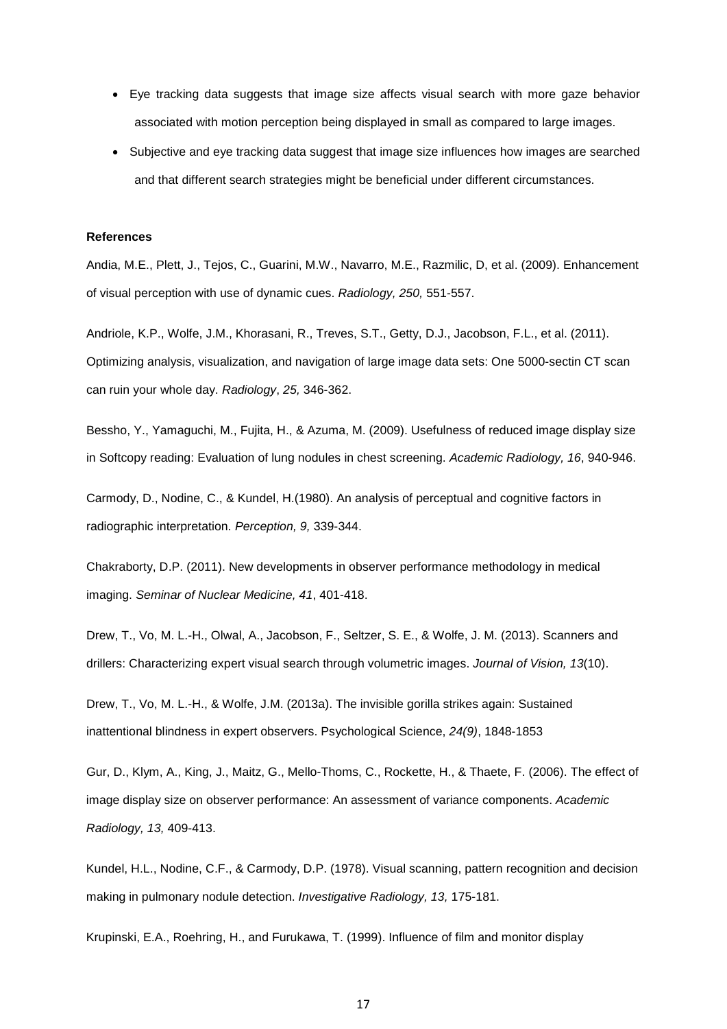- Eye tracking data suggests that image size affects visual search with more gaze behavior associated with motion perception being displayed in small as compared to large images.
- Subjective and eye tracking data suggest that image size influences how images are searched and that different search strategies might be beneficial under different circumstances.

**References**

Andia, M.E., Plett, J., Tejos, C., Guarini, M.W., Navarro, M.E., Razmilic, D, et al. (2009). Enhancement of visual perception with use of dynamic cues. *Radiology, 250,* 551-557.

Andriole, K.P., Wolfe, J.M., Khorasani, R., Treves, S.T., Getty, D.J., Jacobson, F.L., et al. (2011). Optimizing analysis, visualization, and navigation of large image data sets: One 5000-sectin CT scan can ruin your whole day. *Radiology*, *25,* 346-362.

Bessho, Y., Yamaguchi, M., Fujita, H., & Azuma, M. (2009). Usefulness of reduced image display size in Softcopy reading: Evaluation of lung nodules in chest screening. *Academic Radiology, 16*, 940-946.

Carmody, D., Nodine, C., & Kundel, H.(1980). An analysis of perceptual and cognitive factors in radiographic interpretation. *Perception, 9,* 339-344.

Chakraborty, D.P. (2011). New developments in observer performance methodology in medical imaging. *Seminar of Nuclear Medicine, 41*, 401-418.

Drew, T., Vo, M. L.-H., Olwal, A., Jacobson, F., Seltzer, S. E., & Wolfe, J. M. (2013). Scanners and drillers: Characterizing expert visual search through volumetric images. *Journal of Vision, 13*(10).

Drew, T., Vo, M. L.-H., & Wolfe, J.M. (2013a). The invisible gorilla strikes again: Sustained inattentional blindness in expert observers. Psychological Science, *24(9)*, 1848-1853

Gur, D., Klym, A., King, J., Maitz, G., Mello-Thoms, C., Rockette, H., & Thaete, F. (2006). The effect of image display size on observer performance: An assessment of variance components. *Academic Radiology, 13,* 409-413.

Kundel, H.L., Nodine, C.F., & Carmody, D.P. (1978). Visual scanning, pattern recognition and decision making in pulmonary nodule detection. *Investigative Radiology, 13,* 175-181.

Krupinski, E.A., Roehring, H., and Furukawa, T. (1999). Influence of film and monitor display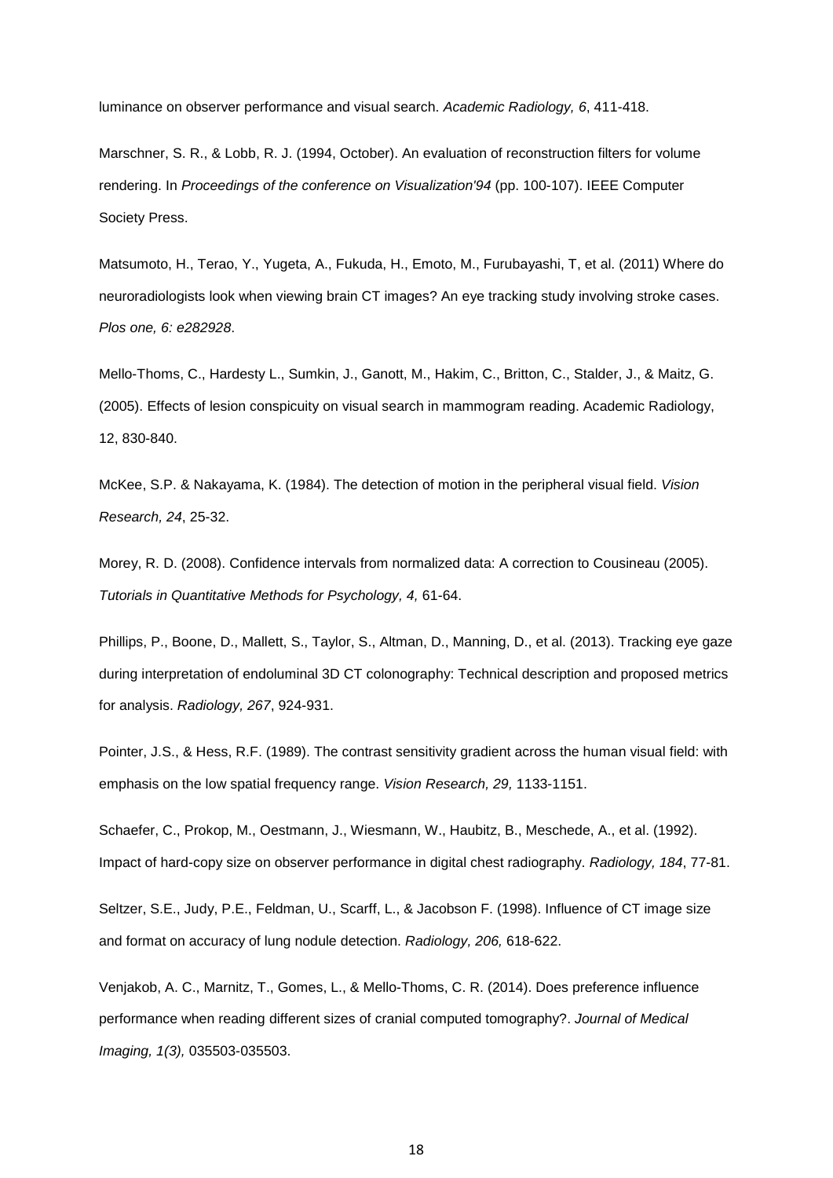luminance on observer performance and visual search. *Academic Radiology, 6*, 411-418.

Marschner, S. R., & Lobb, R. J. (1994, October). An evaluation of reconstruction filters for volume rendering. In *Proceedings of the conference on Visualization'94* (pp. 100-107). IEEE Computer Society Press.

Matsumoto, H., Terao, Y., Yugeta, A., Fukuda, H., Emoto, M., Furubayashi, T, et al. (2011) Where do neuroradiologists look when viewing brain CT images? An eye tracking study involving stroke cases. *Plos one, 6: e282928*.

Mello-Thoms, C., Hardesty L., Sumkin, J., Ganott, M., Hakim, C., Britton, C., Stalder, J., & Maitz, G. (2005). Effects of lesion conspicuity on visual search in mammogram reading. Academic Radiology, 12, 830-840.

McKee, S.P. & Nakayama, K. (1984). The detection of motion in the peripheral visual field. *Vision Research, 24*, 25-32.

Morey, R. D. (2008). Confidence intervals from normalized data: A correction to Cousineau (2005). *Tutorials in Quantitative Methods for Psychology, 4,* 61-64.

Phillips, P., Boone, D., Mallett, S., Taylor, S., Altman, D., Manning, D., et al. (2013). Tracking eye gaze during interpretation of endoluminal 3D CT colonography: Technical description and proposed metrics for analysis. *Radiology, 267*, 924-931.

Pointer, J.S., & Hess, R.F. (1989). The contrast sensitivity gradient across the human visual field: with emphasis on the low spatial frequency range. *Vision Research, 29,* 1133-1151.

Schaefer, C., Prokop, M., Oestmann, J., Wiesmann, W., Haubitz, B., Meschede, A., et al. (1992). Impact of hard-copy size on observer performance in digital chest radiography. *Radiology, 184*, 77-81.

Seltzer, S.E., Judy, P.E., Feldman, U., Scarff, L., & Jacobson F. (1998). Influence of CT image size and format on accuracy of lung nodule detection. *Radiology, 206,* 618-622.

Venjakob, A. C., Marnitz, T., Gomes, L., & Mello-Thoms, C. R. (2014). Does preference influence performance when reading different sizes of cranial computed tomography?. *Journal of Medical Imaging, 1(3),* 035503-035503.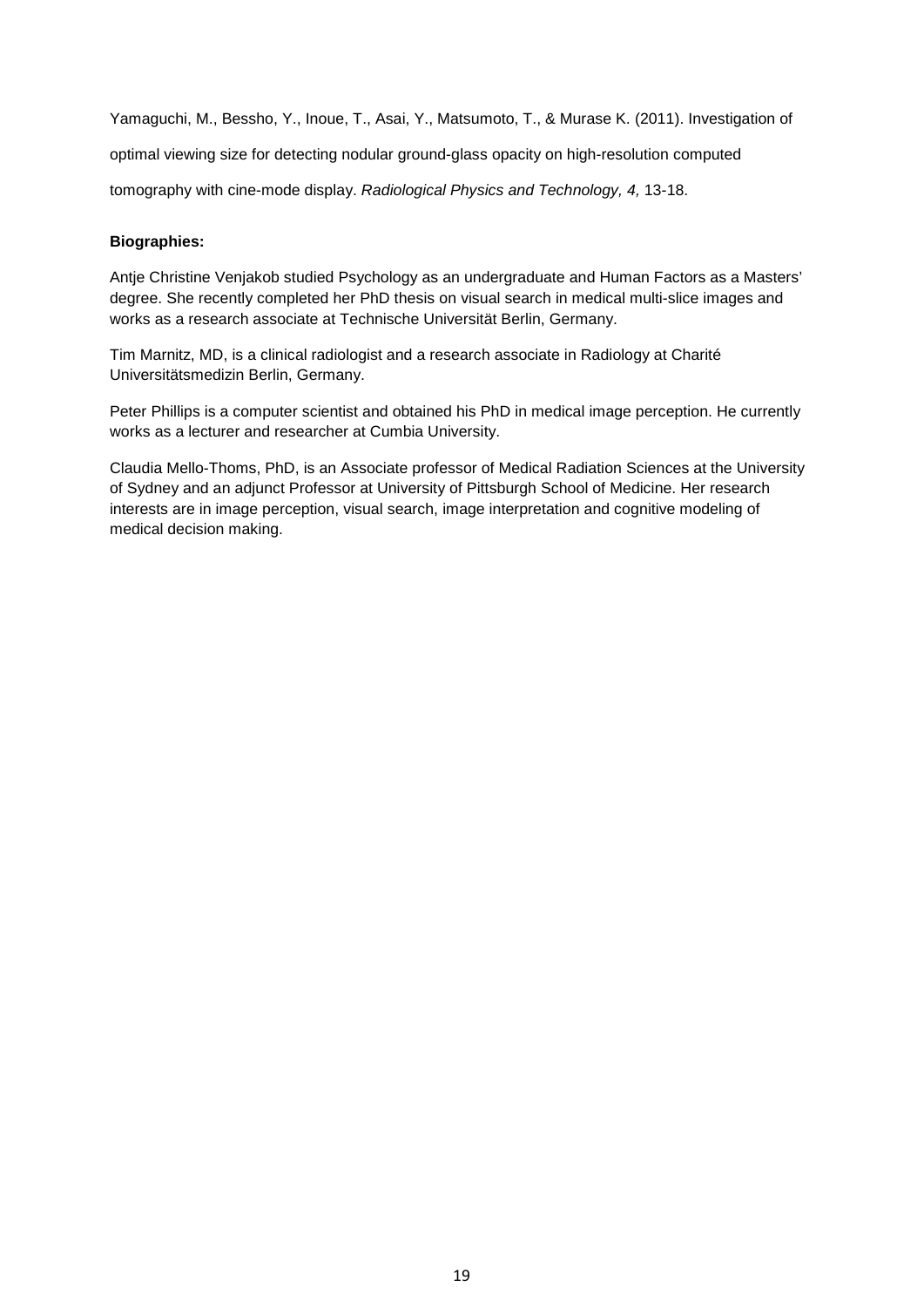Yamaguchi, M., Bessho, Y., Inoue, T., Asai, Y., Matsumoto, T., & Murase K. (2011). Investigation of optimal viewing size for detecting nodular ground-glass opacity on high-resolution computed tomography with cine-mode display. *Radiological Physics and Technology, 4,* 13-18.

**Biographies:**

Antje Christine Venjakob studied Psychology as an undergraduate and Human Factors as a Masters' degree. She recently completed her PhD thesis on visual search in medical multi-slice images and works as a research associate at Technische Universität Berlin, Germany.

Tim Marnitz, MD, is a clinical radiologist and a research associate in Radiology at Charité Universitätsmedizin Berlin, Germany.

Peter Phillips is a computer scientist and obtained his PhD in medical image perception. He currently works as a lecturer and researcher at Cumbia University.

Claudia Mello-Thoms, PhD, is an Associate professor of Medical Radiation Sciences at the University of Sydney and an adjunct Professor at University of Pittsburgh School of Medicine. Her research interests are in image perception, visual search, image interpretation and cognitive modeling of medical decision making.